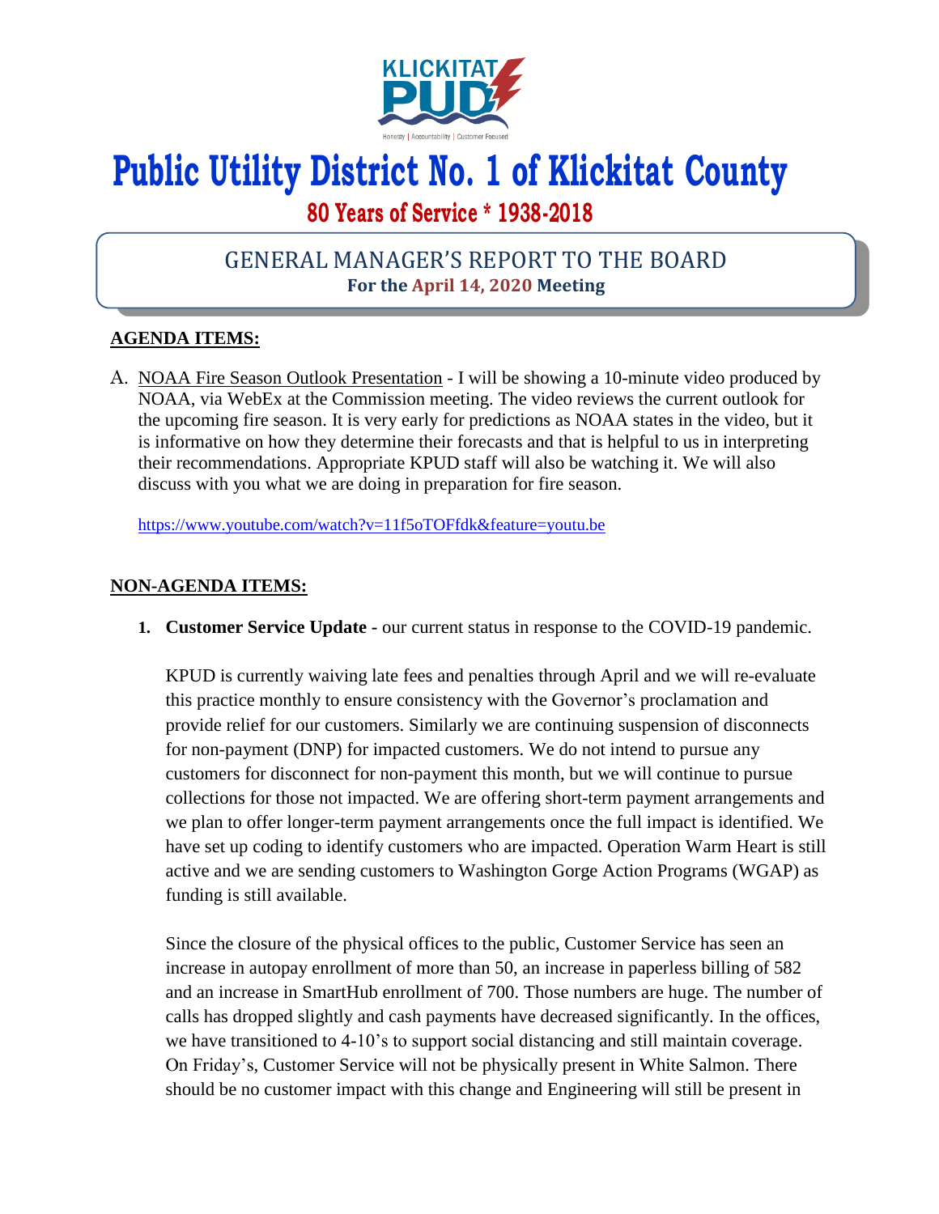# Public Utility District No. 1 of Klickitat County

## 80 Years of Service * 1938-2018

## GENERAL MANAGER'S REPORT TO THE BOARD

**For the April 14, 2020 Meeting**

### AGENDA ITEMS:

A. NOAA Fire Season Outlook Presentation - I will be showing a 10-minute video produced by NOAA, via WebEx at the Commission meeting. The video reviews the current outlook for the upcoming fire season. It is very early for predictions as NOAA states in the video, but it is informative on how they determine their forecasts and that is helpful to us in interpreting their recommendations. Appropriate KPUD staff will also be watching it. We will also discuss with you what we are doing in preparation for fire season.

https://www.youtube.com/watch?v=11f5oTOFfdk&feature=youtu.be

### NON-AGENDA ITEMS:

1. **Customer Service Update -** our current status in response to the COVID-19 pandemic.

   KPUD is currently waiving late fees and penalties through April and we will re-evaluate this practice monthly to ensure consistency with the Governor's proclamation and provide relief for our customers. Similarly we are continuing suspension of disconnects for non-payment (DNP) for impacted customers. We do not intend to pursue any customers for disconnect for non-payment this month, but we will continue to pursue collections for those not impacted. We are offering short-term payment arrangements and we plan to offer longer-term payment arrangements once the full impact is identified. We have set up coding to identify customers who are impacted. Operation Warm Heart is still active and we are sending customers to Washington Gorge Action Programs (WGAP) as funding is still available.

   Since the closure of the physical offices to the public, Customer Service has seen an increase in autopay enrollment of more than 50, an increase in paperless billing of 582 and an increase in SmartHub enrollment of 700. Those numbers are huge. The number of calls has dropped slightly and cash payments have decreased significantly. In the offices, we have transitioned to 4-10's to support social distancing and still maintain coverage. On Friday's, Customer Service will not be physically present in White Salmon. There should be no customer impact with this change and Engineering will still be present in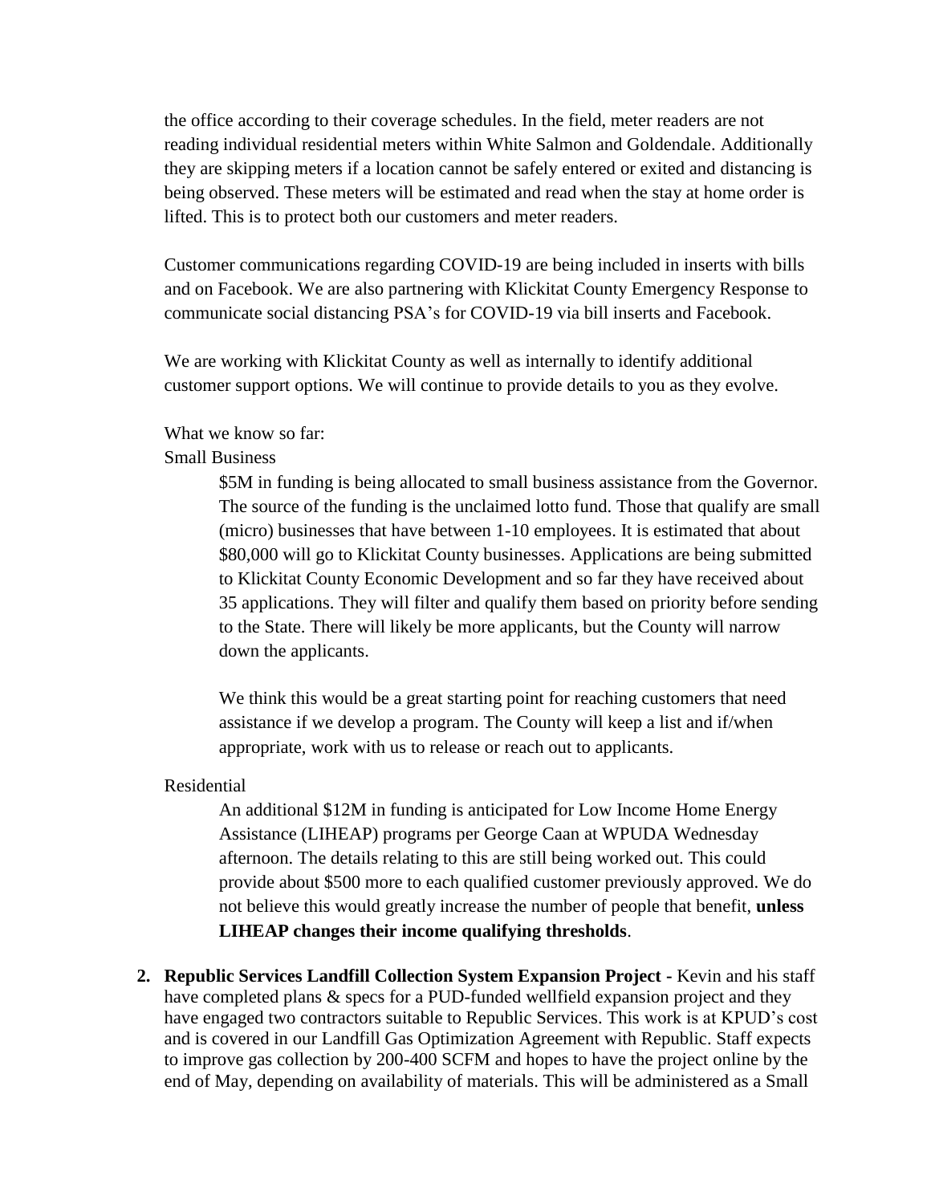the office according to their coverage schedules. In the field, meter readers are not reading individual residential meters within White Salmon and Goldendale. Additionally they are skipping meters if a location cannot be safely entered or exited and distancing is being observed. These meters will be estimated and read when the stay at home order is lifted. This is to protect both our customers and meter readers.

Customer communications regarding COVID-19 are being included in inserts with bills and on Facebook. We are also partnering with Klickitat County Emergency Response to communicate social distancing PSA's for COVID-19 via bill inserts and Facebook.

We are working with Klickitat County as well as internally to identify additional customer support options. We will continue to provide details to you as they evolve.

What we know so far:

Small Business

> $5M in funding is being allocated to small business assistance from the Governor. The source of the funding is the unclaimed lotto fund. Those that qualify are small (micro) businesses that have between 1-10 employees. It is estimated that about $80,000 will go to Klickitat County businesses. Applications are being submitted to Klickitat County Economic Development and so far they have received about 35 applications. They will filter and qualify them based on priority before sending to the State. There will likely be more applicants, but the County will narrow down the applicants.
>
> We think this would be a great starting point for reaching customers that need assistance if we develop a program. The County will keep a list and if/when appropriate, work with us to release or reach out to applicants.

Residential

> An additional $12M in funding is anticipated for Low Income Home Energy Assistance (LIHEAP) programs per George Caan at WPUDA Wednesday afternoon. The details relating to this are still being worked out. This could provide about $500 more to each qualified customer previously approved. We do not believe this would greatly increase the number of people that benefit, **unless LIHEAP changes their income qualifying thresholds**.

2. **Republic Services Landfill Collection System Expansion Project -** Kevin and his staff have completed plans & specs for a PUD-funded wellfield expansion project and they have engaged two contractors suitable to Republic Services. This work is at KPUD's cost and is covered in our Landfill Gas Optimization Agreement with Republic. Staff expects to improve gas collection by 200-400 SCFM and hopes to have the project online by the end of May, depending on availability of materials. This will be administered as a Small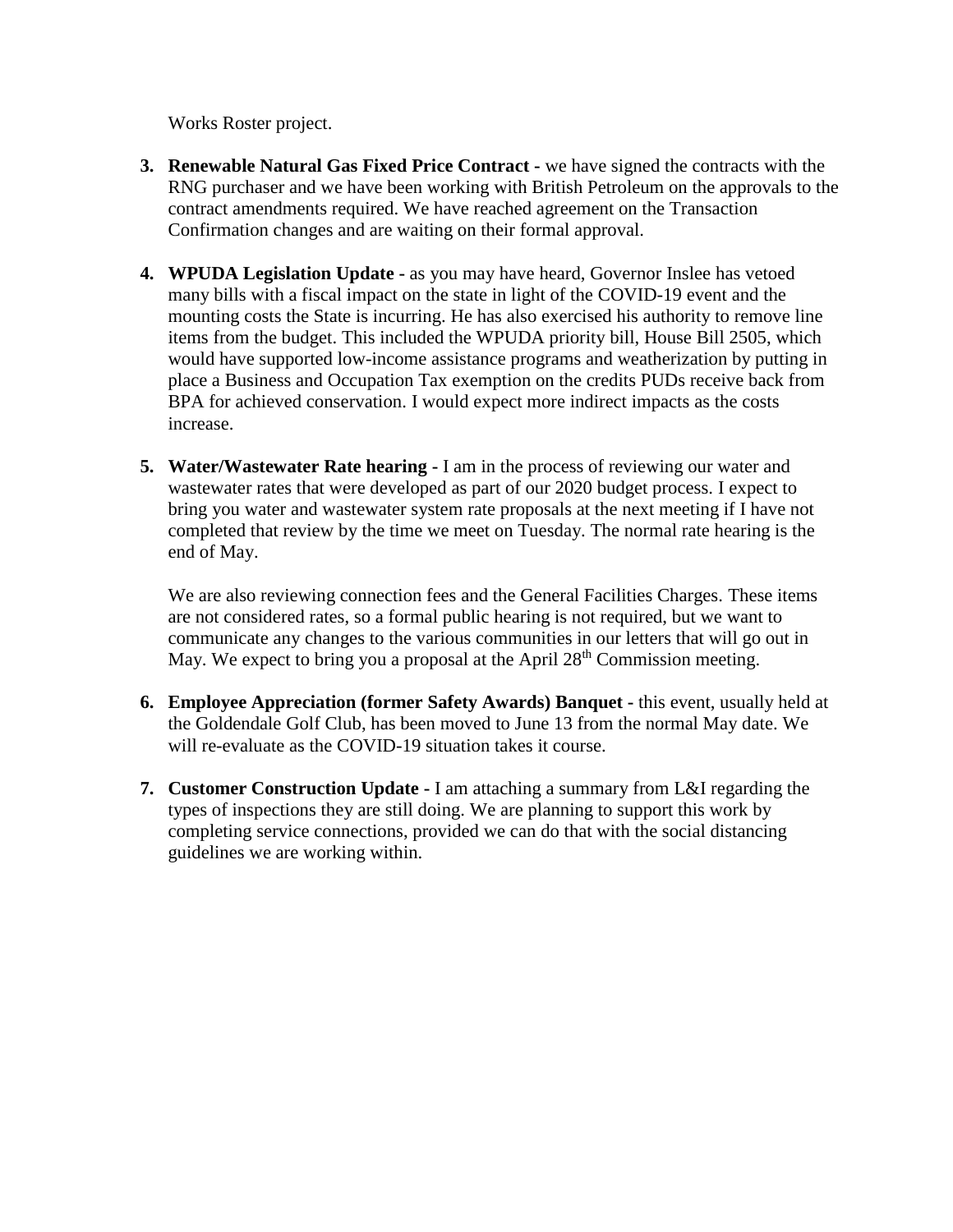Works Roster project.

3. **Renewable Natural Gas Fixed Price Contract -** we have signed the contracts with the RNG purchaser and we have been working with British Petroleum on the approvals to the contract amendments required. We have reached agreement on the Transaction Confirmation changes and are waiting on their formal approval.

4. **WPUDA Legislation Update -** as you may have heard, Governor Inslee has vetoed many bills with a fiscal impact on the state in light of the COVID-19 event and the mounting costs the State is incurring. He has also exercised his authority to remove line items from the budget. This included the WPUDA priority bill, House Bill 2505, which would have supported low-income assistance programs and weatherization by putting in place a Business and Occupation Tax exemption on the credits PUDs receive back from BPA for achieved conservation. I would expect more indirect impacts as the costs increase.

5. **Water/Wastewater Rate hearing -** I am in the process of reviewing our water and wastewater rates that were developed as part of our 2020 budget process. I expect to bring you water and wastewater system rate proposals at the next meeting if I have not completed that review by the time we meet on Tuesday. The normal rate hearing is the end of May.

   We are also reviewing connection fees and the General Facilities Charges. These items are not considered rates, so a formal public hearing is not required, but we want to communicate any changes to the various communities in our letters that will go out in May. We expect to bring you a proposal at the April 28th Commission meeting.

6. **Employee Appreciation (former Safety Awards) Banquet -** this event, usually held at the Goldendale Golf Club, has been moved to June 13 from the normal May date. We will re-evaluate as the COVID-19 situation takes it course.

7. **Customer Construction Update -** I am attaching a summary from L&I regarding the types of inspections they are still doing. We are planning to support this work by completing service connections, provided we can do that with the social distancing guidelines we are working within.